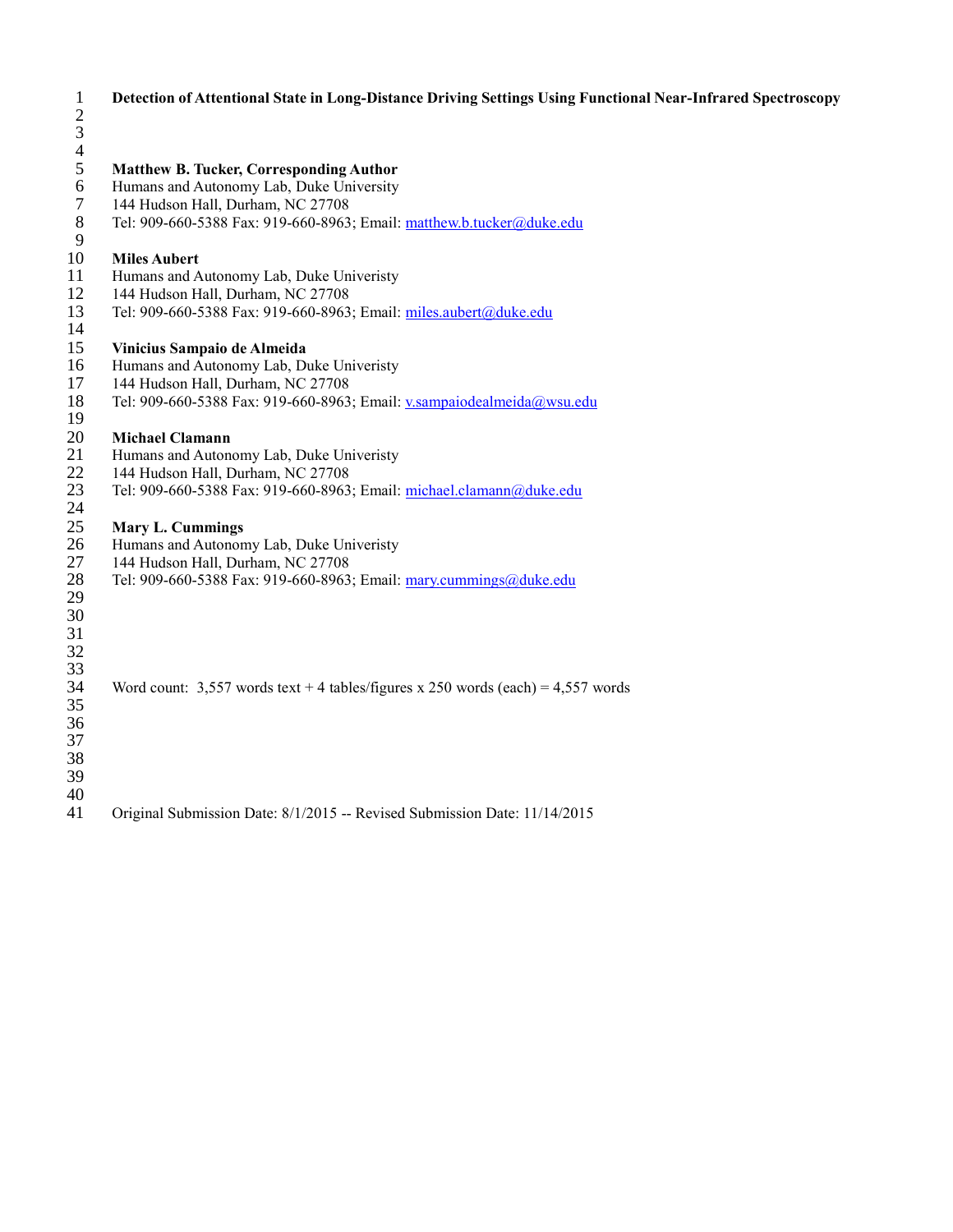# Detection of Attentional State in Long-Distance Driving Settings Using Functional Near-Infrared Spectroscopy

**Matthew B. Tucker, Corresponding Author**
Humans and Autonomy Lab, Duke University
144 Hudson Hall, Durham, NC 27708
Tel: 909-660-5388 Fax: 919-660-8963; Email: matthew.b.tucker@duke.edu

**Miles Aubert**
Humans and Autonomy Lab, Duke Univeristy
144 Hudson Hall, Durham, NC 27708
Tel: 909-660-5388 Fax: 919-660-8963; Email: miles.aubert@duke.edu

**Vinicius Sampaio de Almeida**
Humans and Autonomy Lab, Duke Univeristy
144 Hudson Hall, Durham, NC 27708
Tel: 909-660-5388 Fax: 919-660-8963; Email: v.sampaiodealmeida@wsu.edu

**Michael Clamann**
Humans and Autonomy Lab, Duke Univeristy
144 Hudson Hall, Durham, NC 27708
Tel: 909-660-5388 Fax: 919-660-8963; Email: michael.clamann@duke.edu

**Mary L. Cummings**
Humans and Autonomy Lab, Duke Univeristy
144 Hudson Hall, Durham, NC 27708
Tel: 909-660-5388 Fax: 919-660-8963; Email: mary.cummings@duke.edu

Word count: 3,557 words text + 4 tables/figures x 250 words (each) = 4,557 words

Original Submission Date: 8/1/2015 -- Revised Submission Date: 11/14/2015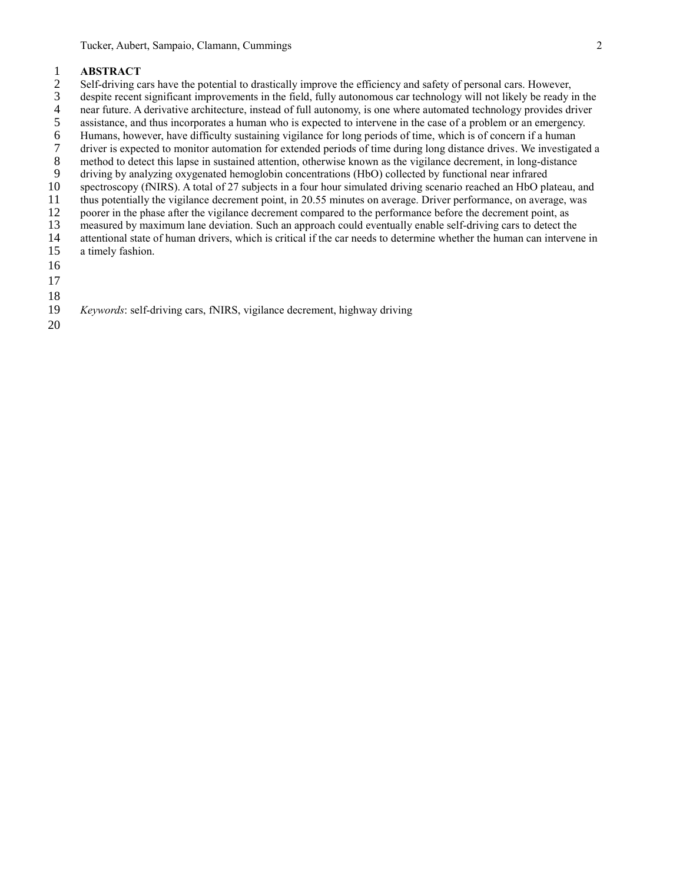## ABSTRACT

Self-driving cars have the potential to drastically improve the efficiency and safety of personal cars. However, despite recent significant improvements in the field, fully autonomous car technology will not likely be ready in the near future. A derivative architecture, instead of full autonomy, is one where automated technology provides driver assistance, and thus incorporates a human who is expected to intervene in the case of a problem or an emergency. Humans, however, have difficulty sustaining vigilance for long periods of time, which is of concern if a human driver is expected to monitor automation for extended periods of time during long distance drives. We investigated a method to detect this lapse in sustained attention, otherwise known as the vigilance decrement, in long-distance driving by analyzing oxygenated hemoglobin concentrations (HbO) collected by functional near infrared spectroscopy (fNIRS). A total of 27 subjects in a four hour simulated driving scenario reached an HbO plateau, and thus potentially the vigilance decrement point, in 20.55 minutes on average. Driver performance, on average, was poorer in the phase after the vigilance decrement compared to the performance before the decrement point, as measured by maximum lane deviation. Such an approach could eventually enable self-driving cars to detect the attentional state of human drivers, which is critical if the car needs to determine whether the human can intervene in a timely fashion.

*Keywords*: self-driving cars, fNIRS, vigilance decrement, highway driving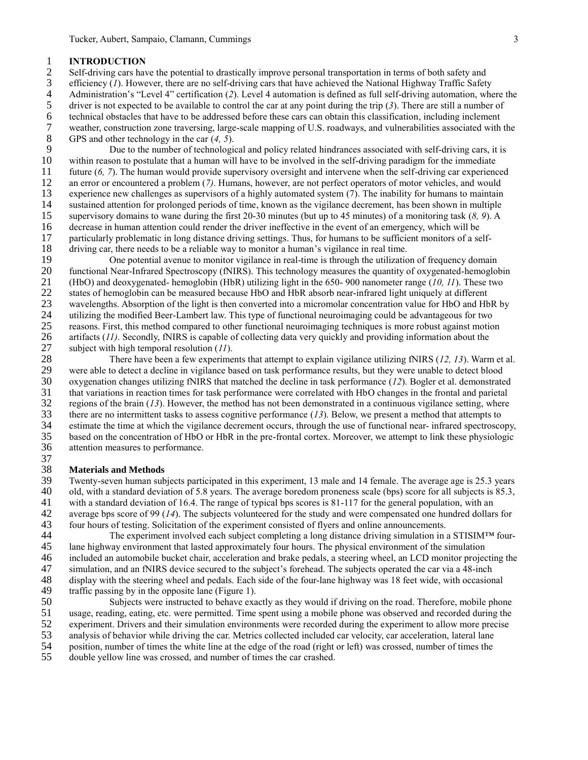# INTRODUCTION

Self-driving cars have the potential to drastically improve personal transportation in terms of both safety and efficiency (*1*). However, there are no self-driving cars that have achieved the National Highway Traffic Safety Administration's "Level 4" certification (*2*). Level 4 automation is defined as full self-driving automation, where the driver is not expected to be available to control the car at any point during the trip (*3*). There are still a number of technical obstacles that have to be addressed before these cars can obtain this classification, including inclement weather, construction zone traversing, large-scale mapping of U.S. roadways, and vulnerabilities associated with the GPS and other technology in the car (*4, 5*).

Due to the number of technological and policy related hindrances associated with self-driving cars, it is within reason to postulate that a human will have to be involved in the self-driving paradigm for the immediate future (*6, 7*). The human would provide supervisory oversight and intervene when the self-driving car experienced an error or encountered a problem (*7)*. Humans, however, are not perfect operators of motor vehicles, and would experience new challenges as supervisors of a highly automated system (7). The inability for humans to maintain sustained attention for prolonged periods of time, known as the vigilance decrement, has been shown in multiple supervisory domains to wane during the first 20-30 minutes (but up to 45 minutes) of a monitoring task (*8, 9*). A decrease in human attention could render the driver ineffective in the event of an emergency, which will be particularly problematic in long distance driving settings. Thus, for humans to be sufficient monitors of a self-driving car, there needs to be a reliable way to monitor a human's vigilance in real time.

One potential avenue to monitor vigilance in real-time is through the utilization of frequency domain functional Near-Infrared Spectroscopy (fNIRS). This technology measures the quantity of oxygenated-hemoglobin (HbO) and deoxygenated- hemoglobin (HbR) utilizing light in the 650- 900 nanometer range (*10, 11*). These two states of hemoglobin can be measured because HbO and HbR absorb near-infrared light uniquely at different wavelengths. Absorption of the light is then converted into a micromolar concentration value for HbO and HbR by utilizing the modified Beer-Lambert law. This type of functional neuroimaging could be advantageous for two reasons. First, this method compared to other functional neuroimaging techniques is more robust against motion artifacts (*11)*. Secondly, fNIRS is capable of collecting data very quickly and providing information about the subject with high temporal resolution (*11*).

There have been a few experiments that attempt to explain vigilance utilizing fNIRS (*12, 13*). Warm et al. were able to detect a decline in vigilance based on task performance results, but they were unable to detect blood oxygenation changes utilizing fNIRS that matched the decline in task performance (*12*). Bogler et al. demonstrated that variations in reaction times for task performance were correlated with HbO changes in the frontal and parietal regions of the brain (*13*). However, the method has not been demonstrated in a continuous vigilance setting, where there are no intermittent tasks to assess cognitive performance (*13*). Below, we present a method that attempts to estimate the time at which the vigilance decrement occurs, through the use of functional near- infrared spectroscopy, based on the concentration of HbO or HbR in the pre-frontal cortex. Moreover, we attempt to link these physiologic attention measures to performance.

## Materials and Methods

Twenty-seven human subjects participated in this experiment, 13 male and 14 female. The average age is 25.3 years old, with a standard deviation of 5.8 years. The average boredom proneness scale (bps) score for all subjects is 85.3, with a standard deviation of 16.4. The range of typical bps scores is 81-117 for the general population, with an average bps score of 99 (*14*). The subjects volunteered for the study and were compensated one hundred dollars for four hours of testing. Solicitation of the experiment consisted of flyers and online announcements.

The experiment involved each subject completing a long distance driving simulation in a STISIM™ four-lane highway environment that lasted approximately four hours. The physical environment of the simulation included an automobile bucket chair, acceleration and brake pedals, a steering wheel, an LCD monitor projecting the simulation, and an fNIRS device secured to the subject's forehead. The subjects operated the car via a 48-inch display with the steering wheel and pedals. Each side of the four-lane highway was 18 feet wide, with occasional traffic passing by in the opposite lane (Figure 1).

Subjects were instructed to behave exactly as they would if driving on the road. Therefore, mobile phone usage, reading, eating, etc. were permitted. Time spent using a mobile phone was observed and recorded during the experiment. Drivers and their simulation environments were recorded during the experiment to allow more precise analysis of behavior while driving the car. Metrics collected included car velocity, car acceleration, lateral lane position, number of times the white line at the edge of the road (right or left) was crossed, number of times the double yellow line was crossed, and number of times the car crashed.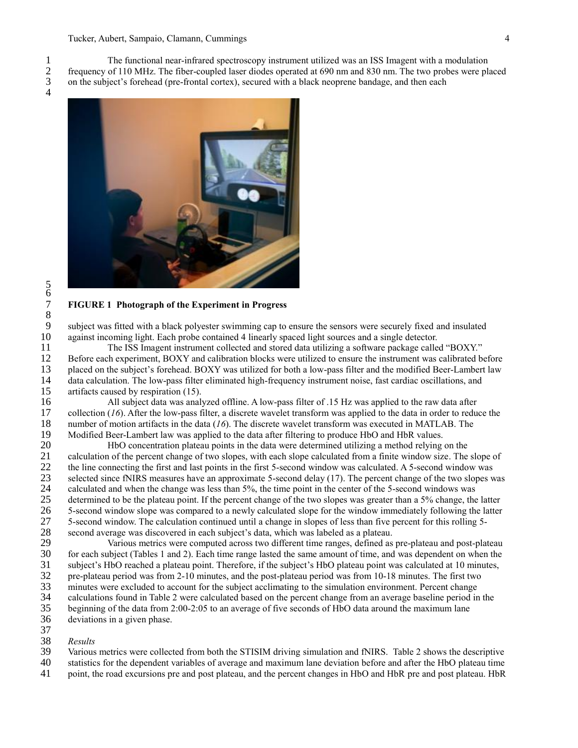The functional near-infrared spectroscopy instrument utilized was an ISS Imagent with a modulation frequency of 110 MHz. The fiber-coupled laser diodes operated at 690 nm and 830 nm. The two probes were placed on the subject's forehead (pre-frontal cortex), secured with a black neoprene bandage, and then each

**FIGURE 1 Photograph of the Experiment in Progress**

subject was fitted with a black polyester swimming cap to ensure the sensors were securely fixed and insulated against incoming light. Each probe contained 4 linearly spaced light sources and a single detector.

The ISS Imagent instrument collected and stored data utilizing a software package called "BOXY." Before each experiment, BOXY and calibration blocks were utilized to ensure the instrument was calibrated before placed on the subject's forehead. BOXY was utilized for both a low-pass filter and the modified Beer-Lambert law data calculation. The low-pass filter eliminated high-frequency instrument noise, fast cardiac oscillations, and artifacts caused by respiration (15).

All subject data was analyzed offline. A low-pass filter of .15 Hz was applied to the raw data after collection (*16*). After the low-pass filter, a discrete wavelet transform was applied to the data in order to reduce the number of motion artifacts in the data (*16*). The discrete wavelet transform was executed in MATLAB. The Modified Beer-Lambert law was applied to the data after filtering to produce HbO and HbR values.

HbO concentration plateau points in the data were determined utilizing a method relying on the calculation of the percent change of two slopes, with each slope calculated from a finite window size. The slope of the line connecting the first and last points in the first 5-second window was calculated. A 5-second window was selected since fNIRS measures have an approximate 5-second delay (17). The percent change of the two slopes was calculated and when the change was less than 5%, the time point in the center of the 5-second windows was determined to be the plateau point. If the percent change of the two slopes was greater than a 5% change, the latter 5-second window slope was compared to a newly calculated slope for the window immediately following the latter 5-second window. The calculation continued until a change in slopes of less than five percent for this rolling 5-second average was discovered in each subject's data, which was labeled as a plateau.

Various metrics were computed across two different time ranges, defined as pre-plateau and post-plateau for each subject (Tables 1 and 2). Each time range lasted the same amount of time, and was dependent on when the subject's HbO reached a plateau point. Therefore, if the subject's HbO plateau point was calculated at 10 minutes, pre-plateau period was from 2-10 minutes, and the post-plateau period was from 10-18 minutes. The first two minutes were excluded to account for the subject acclimating to the simulation environment. Percent change calculations found in Table 2 were calculated based on the percent change from an average baseline period in the beginning of the data from 2:00-2:05 to an average of five seconds of HbO data around the maximum lane deviations in a given phase.

*Results*

Various metrics were collected from both the STISIM driving simulation and fNIRS. Table 2 shows the descriptive statistics for the dependent variables of average and maximum lane deviation before and after the HbO plateau time point, the road excursions pre and post plateau, and the percent changes in HbO and HbR pre and post plateau. HbR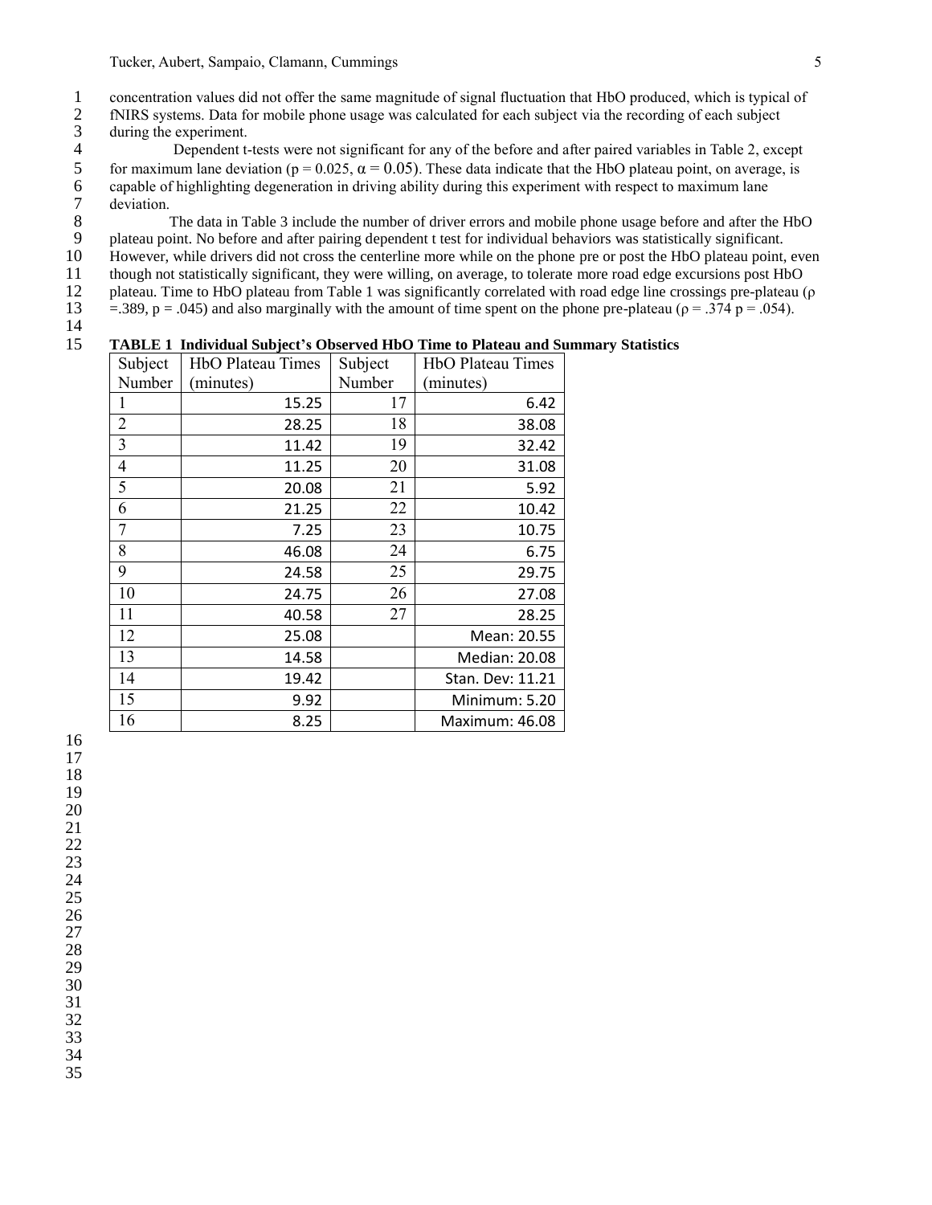concentration values did not offer the same magnitude of signal fluctuation that HbO produced, which is typical of fNIRS systems. Data for mobile phone usage was calculated for each subject via the recording of each subject during the experiment.

Dependent t-tests were not significant for any of the before and after paired variables in Table 2, except for maximum lane deviation ($p = 0.025$, $\alpha = 0.05$). These data indicate that the HbO plateau point, on average, is capable of highlighting degeneration in driving ability during this experiment with respect to maximum lane deviation.

The data in Table 3 include the number of driver errors and mobile phone usage before and after the HbO plateau point. No before and after pairing dependent t test for individual behaviors was statistically significant. However, while drivers did not cross the centerline more while on the phone pre or post the HbO plateau point, even though not statistically significant, they were willing, on average, to tolerate more road edge excursions post HbO plateau. Time to HbO plateau from Table 1 was significantly correlated with road edge line crossings pre-plateau ($\rho = .389$, $p = .045$) and also marginally with the amount of time spent on the phone pre-plateau ($\rho = .374$ $p = .054$).

**TABLE 1 Individual Subject's Observed HbO Time to Plateau and Summary Statistics**

| Subject Number | HbO Plateau Times (minutes) | Subject Number | HbO Plateau Times (minutes) |
|---|---|---|---|
| 1 | 15.25 | 17 | 6.42 |
| 2 | 28.25 | 18 | 38.08 |
| 3 | 11.42 | 19 | 32.42 |
| 4 | 11.25 | 20 | 31.08 |
| 5 | 20.08 | 21 | 5.92 |
| 6 | 21.25 | 22 | 10.42 |
| 7 | 7.25 | 23 | 10.75 |
| 8 | 46.08 | 24 | 6.75 |
| 9 | 24.58 | 25 | 29.75 |
| 10 | 24.75 | 26 | 27.08 |
| 11 | 40.58 | 27 | 28.25 |
| 12 | 25.08 | | Mean: 20.55 |
| 13 | 14.58 | | Median: 20.08 |
| 14 | 19.42 | | Stan. Dev: 11.21 |
| 15 | 9.92 | | Minimum: 5.20 |
| 16 | 8.25 | | Maximum: 46.08 |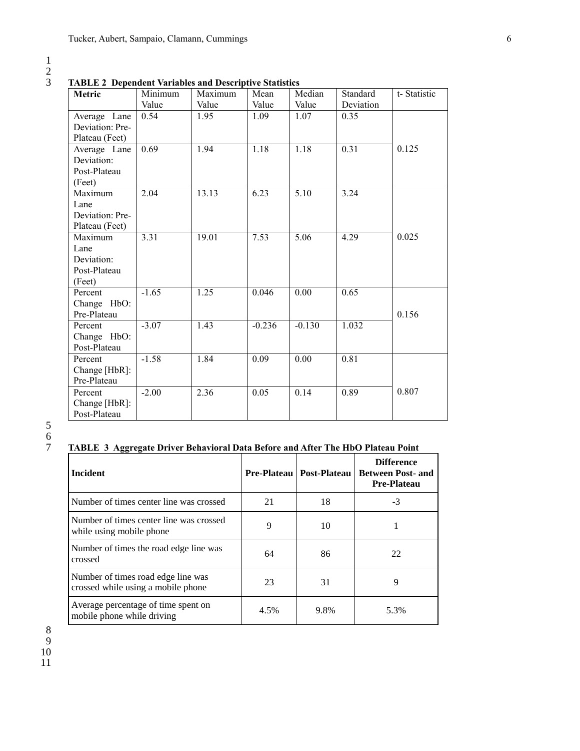**TABLE 2 Dependent Variables and Descriptive Statistics**

| Metric | Minimum Value | Maximum Value | Mean Value | Median Value | Standard Deviation | t- Statistic |
|---|---|---|---|---|---|---|
| Average Lane Deviation: Pre-Plateau (Feet) | 0.54 | 1.95 | 1.09 | 1.07 | 0.35 | 0.125 |
| Average Lane Deviation: Post-Plateau (Feet) | 0.69 | 1.94 | 1.18 | 1.18 | 0.31 | |
| Maximum Lane Deviation: Pre-Plateau (Feet) | 2.04 | 13.13 | 6.23 | 5.10 | 3.24 | 0.025 |
| Maximum Lane Deviation: Post-Plateau (Feet) | 3.31 | 19.01 | 7.53 | 5.06 | 4.29 | |
| Percent Change HbO: Pre-Plateau | -1.65 | 1.25 | 0.046 | 0.00 | 0.65 | 0.156 |
| Percent Change HbO: Post-Plateau | -3.07 | 1.43 | -0.236 | -0.130 | 1.032 | |
| Percent Change [HbR]: Pre-Plateau | -1.58 | 1.84 | 0.09 | 0.00 | 0.81 | 0.807 |
| Percent Change [HbR]: Post-Plateau | -2.00 | 2.36 | 0.05 | 0.14 | 0.89 | |

**TABLE 3 Aggregate Driver Behavioral Data Before and After The HbO Plateau Point**

| Incident | Pre-Plateau | Post-Plateau | Difference Between Post- and Pre-Plateau |
|---|---|---|---|
| Number of times center line was crossed | 21 | 18 | -3 |
| Number of times center line was crossed while using mobile phone | 9 | 10 | 1 |
| Number of times the road edge line was crossed | 64 | 86 | 22 |
| Number of times road edge line was crossed while using a mobile phone | 23 | 31 | 9 |
| Average percentage of time spent on mobile phone while driving | 4.5% | 9.8% | 5.3% |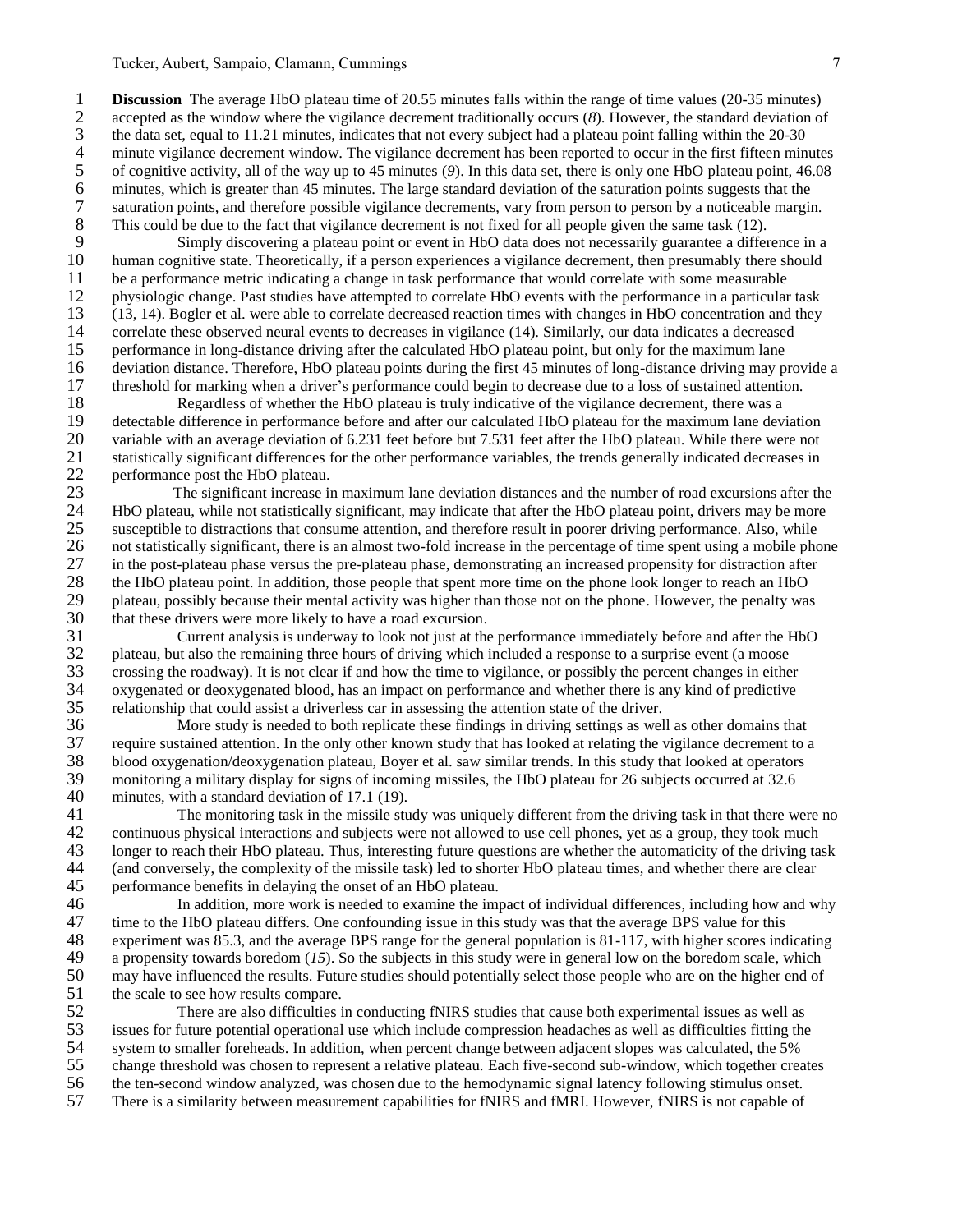**Discussion** The average HbO plateau time of 20.55 minutes falls within the range of time values (20-35 minutes) accepted as the window where the vigilance decrement traditionally occurs (*8*). However, the standard deviation of the data set, equal to 11.21 minutes, indicates that not every subject had a plateau point falling within the 20-30 minute vigilance decrement window. The vigilance decrement has been reported to occur in the first fifteen minutes of cognitive activity, all of the way up to 45 minutes (*9*). In this data set, there is only one HbO plateau point, 46.08 minutes, which is greater than 45 minutes. The large standard deviation of the saturation points suggests that the saturation points, and therefore possible vigilance decrements, vary from person to person by a noticeable margin. This could be due to the fact that vigilance decrement is not fixed for all people given the same task (12).

Simply discovering a plateau point or event in HbO data does not necessarily guarantee a difference in a human cognitive state. Theoretically, if a person experiences a vigilance decrement, then presumably there should be a performance metric indicating a change in task performance that would correlate with some measurable physiologic change. Past studies have attempted to correlate HbO events with the performance in a particular task (13, 14). Bogler et al. were able to correlate decreased reaction times with changes in HbO concentration and they correlate these observed neural events to decreases in vigilance (14). Similarly, our data indicates a decreased performance in long-distance driving after the calculated HbO plateau point, but only for the maximum lane deviation distance. Therefore, HbO plateau points during the first 45 minutes of long-distance driving may provide a threshold for marking when a driver's performance could begin to decrease due to a loss of sustained attention.

Regardless of whether the HbO plateau is truly indicative of the vigilance decrement, there was a detectable difference in performance before and after our calculated HbO plateau for the maximum lane deviation variable with an average deviation of 6.231 feet before but 7.531 feet after the HbO plateau. While there were not statistically significant differences for the other performance variables, the trends generally indicated decreases in performance post the HbO plateau.

The significant increase in maximum lane deviation distances and the number of road excursions after the HbO plateau, while not statistically significant, may indicate that after the HbO plateau point, drivers may be more susceptible to distractions that consume attention, and therefore result in poorer driving performance. Also, while not statistically significant, there is an almost two-fold increase in the percentage of time spent using a mobile phone in the post-plateau phase versus the pre-plateau phase, demonstrating an increased propensity for distraction after the HbO plateau point. In addition, those people that spent more time on the phone look longer to reach an HbO plateau, possibly because their mental activity was higher than those not on the phone. However, the penalty was that these drivers were more likely to have a road excursion.

Current analysis is underway to look not just at the performance immediately before and after the HbO plateau, but also the remaining three hours of driving which included a response to a surprise event (a moose crossing the roadway). It is not clear if and how the time to vigilance, or possibly the percent changes in either oxygenated or deoxygenated blood, has an impact on performance and whether there is any kind of predictive relationship that could assist a driverless car in assessing the attention state of the driver.

More study is needed to both replicate these findings in driving settings as well as other domains that require sustained attention. In the only other known study that has looked at relating the vigilance decrement to a blood oxygenation/deoxygenation plateau, Boyer et al. saw similar trends. In this study that looked at operators monitoring a military display for signs of incoming missiles, the HbO plateau for 26 subjects occurred at 32.6 minutes, with a standard deviation of 17.1 (19).

The monitoring task in the missile study was uniquely different from the driving task in that there were no continuous physical interactions and subjects were not allowed to use cell phones, yet as a group, they took much longer to reach their HbO plateau. Thus, interesting future questions are whether the automaticity of the driving task (and conversely, the complexity of the missile task) led to shorter HbO plateau times, and whether there are clear performance benefits in delaying the onset of an HbO plateau.

In addition, more work is needed to examine the impact of individual differences, including how and why time to the HbO plateau differs. One confounding issue in this study was that the average BPS value for this experiment was 85.3, and the average BPS range for the general population is 81-117, with higher scores indicating a propensity towards boredom (*15*). So the subjects in this study were in general low on the boredom scale, which may have influenced the results. Future studies should potentially select those people who are on the higher end of the scale to see how results compare.

There are also difficulties in conducting fNIRS studies that cause both experimental issues as well as issues for future potential operational use which include compression headaches as well as difficulties fitting the system to smaller foreheads. In addition, when percent change between adjacent slopes was calculated, the 5% change threshold was chosen to represent a relative plateau. Each five-second sub-window, which together creates the ten-second window analyzed, was chosen due to the hemodynamic signal latency following stimulus onset. There is a similarity between measurement capabilities for fNIRS and fMRI. However, fNIRS is not capable of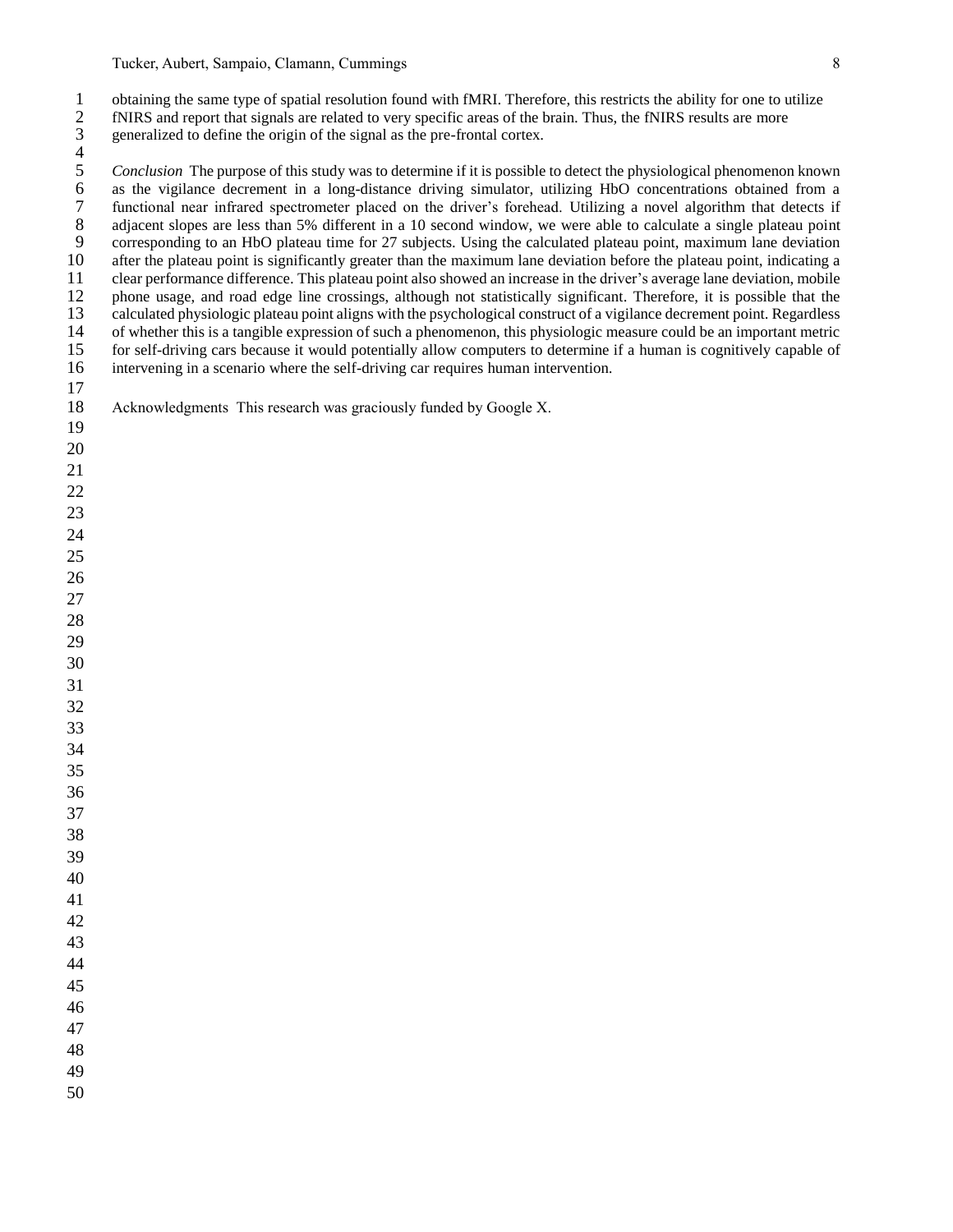obtaining the same type of spatial resolution found with fMRI. Therefore, this restricts the ability for one to utilize fNIRS and report that signals are related to very specific areas of the brain. Thus, the fNIRS results are more generalized to define the origin of the signal as the pre-frontal cortex.

*Conclusion* The purpose of this study was to determine if it is possible to detect the physiological phenomenon known as the vigilance decrement in a long-distance driving simulator, utilizing HbO concentrations obtained from a functional near infrared spectrometer placed on the driver's forehead. Utilizing a novel algorithm that detects if adjacent slopes are less than 5% different in a 10 second window, we were able to calculate a single plateau point corresponding to an HbO plateau time for 27 subjects. Using the calculated plateau point, maximum lane deviation after the plateau point is significantly greater than the maximum lane deviation before the plateau point, indicating a clear performance difference. This plateau point also showed an increase in the driver's average lane deviation, mobile phone usage, and road edge line crossings, although not statistically significant. Therefore, it is possible that the calculated physiologic plateau point aligns with the psychological construct of a vigilance decrement point. Regardless of whether this is a tangible expression of such a phenomenon, this physiologic measure could be an important metric for self-driving cars because it would potentially allow computers to determine if a human is cognitively capable of intervening in a scenario where the self-driving car requires human intervention.

Acknowledgments This research was graciously funded by Google X.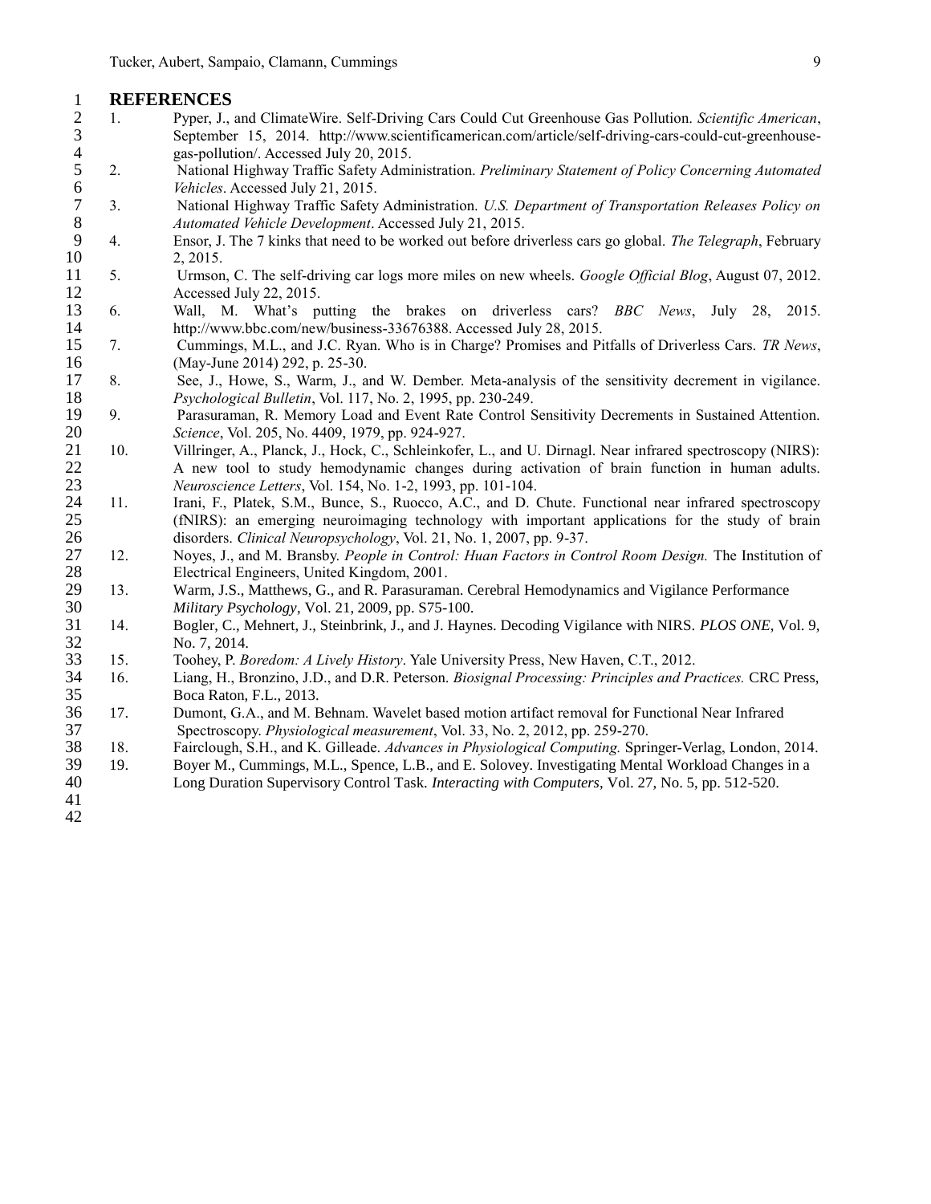## REFERENCES

1. Pyper, J., and ClimateWire. Self-Driving Cars Could Cut Greenhouse Gas Pollution. *Scientific American*, September 15, 2014. http://www.scientificamerican.com/article/self-driving-cars-could-cut-greenhouse-gas-pollution/. Accessed July 20, 2015.
2. National Highway Traffic Safety Administration. *Preliminary Statement of Policy Concerning Automated Vehicles*. Accessed July 21, 2015.
3. National Highway Traffic Safety Administration. *U.S. Department of Transportation Releases Policy on Automated Vehicle Development*. Accessed July 21, 2015.
4. Ensor, J. The 7 kinks that need to be worked out before driverless cars go global. *The Telegraph*, February 2, 2015.
5. Urmson, C. The self-driving car logs more miles on new wheels. *Google Official Blog*, August 07, 2012. Accessed July 22, 2015.
6. Wall, M. What's putting the brakes on driverless cars? *BBC News*, July 28, 2015. http://www.bbc.com/new/business-33676388. Accessed July 28, 2015.
7. Cummings, M.L., and J.C. Ryan. Who is in Charge? Promises and Pitfalls of Driverless Cars. *TR News*, (May-June 2014) 292, p. 25-30.
8. See, J., Howe, S., Warm, J., and W. Dember. Meta-analysis of the sensitivity decrement in vigilance. *Psychological Bulletin*, Vol. 117, No. 2, 1995, pp. 230-249.
9. Parasuraman, R. Memory Load and Event Rate Control Sensitivity Decrements in Sustained Attention. *Science*, Vol. 205, No. 4409, 1979, pp. 924-927.
10. Villringer, A., Planck, J., Hock, C., Schleinkofer, L., and U. Dirnagl. Near infrared spectroscopy (NIRS): A new tool to study hemodynamic changes during activation of brain function in human adults. *Neuroscience Letters*, Vol. 154, No. 1-2, 1993, pp. 101-104.
11. Irani, F., Platek, S.M., Bunce, S., Ruocco, A.C., and D. Chute. Functional near infrared spectroscopy (fNIRS): an emerging neuroimaging technology with important applications for the study of brain disorders. *Clinical Neuropsychology*, Vol. 21, No. 1, 2007, pp. 9-37.
12. Noyes, J., and M. Bransby. *People in Control: Huan Factors in Control Room Design.* The Institution of Electrical Engineers, United Kingdom, 2001.
13. Warm, J.S., Matthews, G., and R. Parasuraman. Cerebral Hemodynamics and Vigilance Performance *Military Psychology*, Vol. 21, 2009, pp. S75-100.
14. Bogler, C., Mehnert, J., Steinbrink, J., and J. Haynes. Decoding Vigilance with NIRS. *PLOS ONE*, Vol. 9, No. 7, 2014.
15. Toohey, P. *Boredom: A Lively History*. Yale University Press, New Haven, C.T., 2012.
16. Liang, H., Bronzino, J.D., and D.R. Peterson. *Biosignal Processing: Principles and Practices.* CRC Press, Boca Raton, F.L., 2013.
17. Dumont, G.A., and M. Behnam. Wavelet based motion artifact removal for Functional Near Infrared Spectroscopy. *Physiological measurement*, Vol. 33, No. 2, 2012, pp. 259-270.
18. Fairclough, S.H., and K. Gilleade. *Advances in Physiological Computing.* Springer-Verlag, London, 2014.
19. Boyer M., Cummings, M.L., Spence, L.B., and E. Solovey. Investigating Mental Workload Changes in a Long Duration Supervisory Control Task. *Interacting with Computers*, Vol. 27, No. 5, pp. 512-520.